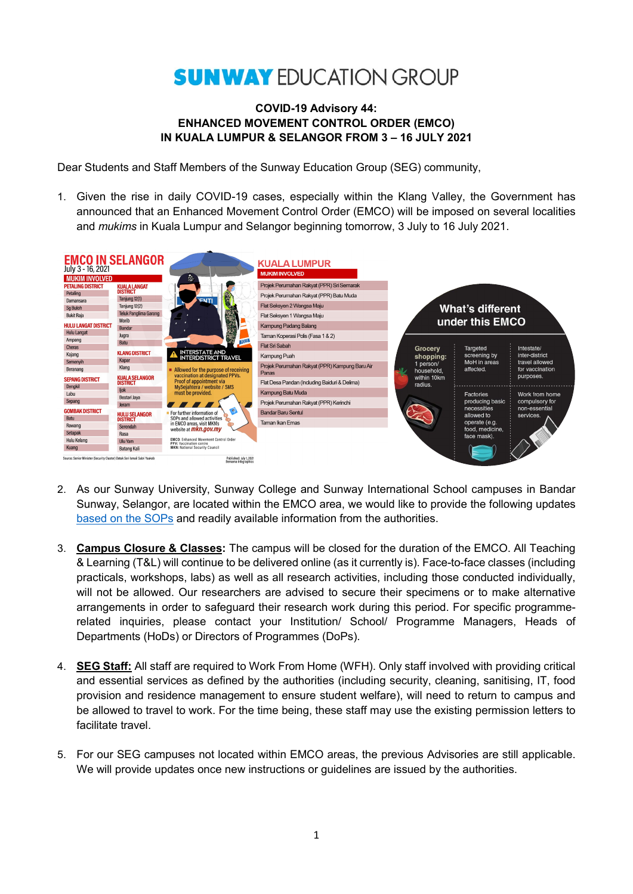# SUNWAY EDUCATION GROUP

**COVID-19 Advisory 44:**
**ENHANCED MOVEMENT CONTROL ORDER (EMCO)**
**IN KUALA LUMPUR & SELANGOR FROM 3 – 16 JULY 2021**

Dear Students and Staff Members of the Sunway Education Group (SEG) community,

1. Given the rise in daily COVID-19 cases, especially within the Klang Valley, the Government has announced that an Enhanced Movement Control Order (EMCO) will be imposed on several localities and *mukims* in Kuala Lumpur and Selangor beginning tomorrow, 3 July to 16 July 2021.

2. As our Sunway University, Sunway College and Sunway International School campuses in Bandar Sunway, Selangor, are located within the EMCO area, we would like to provide the following updates based on the SOPs and readily available information from the authorities.

3. **Campus Closure & Classes:** The campus will be closed for the duration of the EMCO. All Teaching & Learning (T&L) will continue to be delivered online (as it currently is). Face-to-face classes (including practicals, workshops, labs) as well as all research activities, including those conducted individually, will not be allowed. Our researchers are advised to secure their specimens or to make alternative arrangements in order to safeguard their research work during this period. For specific programme-related inquiries, please contact your Institution/ School/ Programme Managers, Heads of Departments (HoDs) or Directors of Programmes (DoPs).

4. **SEG Staff:** All staff are required to Work From Home (WFH). Only staff involved with providing critical and essential services as defined by the authorities (including security, cleaning, sanitising, IT, food provision and residence management to ensure student welfare), will need to return to campus and be allowed to travel to work. For the time being, these staff may use the existing permission letters to facilitate travel.

5. For our SEG campuses not located within EMCO areas, the previous Advisories are still applicable. We will provide updates once new instructions or guidelines are issued by the authorities.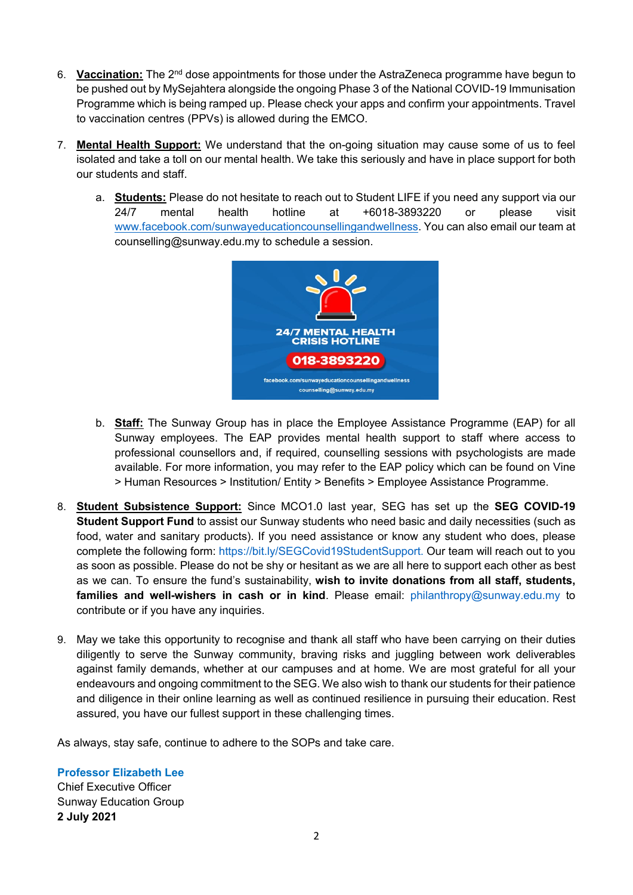6. **Vaccination:** The 2nd dose appointments for those under the AstraZeneca programme have begun to be pushed out by MySejahtera alongside the ongoing Phase 3 of the National COVID-19 Immunisation Programme which is being ramped up. Please check your apps and confirm your appointments. Travel to vaccination centres (PPVs) is allowed during the EMCO.

7. **Mental Health Support:** We understand that the on-going situation may cause some of us to feel isolated and take a toll on our mental health. We take this seriously and have in place support for both our students and staff.

   a. **Students:** Please do not hesitate to reach out to Student LIFE if you need any support via our 24/7 mental health hotline at +6018-3893220 or please visit www.facebook.com/sunwayeducationcounsellingandwellness. You can also email our team at counselling@sunway.edu.my to schedule a session.

   24/7 MENTAL HEALTH CRISIS HOTLINE
   018-3893220
   facebook.com/sunwayeducationcounsellingandwellness
   counselling@sunway.edu.my

   b. **Staff:** The Sunway Group has in place the Employee Assistance Programme (EAP) for all Sunway employees. The EAP provides mental health support to staff where access to professional counsellors and, if required, counselling sessions with psychologists are made available. For more information, you may refer to the EAP policy which can be found on Vine > Human Resources > Institution/ Entity > Benefits > Employee Assistance Programme.

8. **Student Subsistence Support:** Since MCO1.0 last year, SEG has set up the **SEG COVID-19 Student Support Fund** to assist our Sunway students who need basic and daily necessities (such as food, water and sanitary products). If you need assistance or know any student who does, please complete the following form: https://bit.ly/SEGCovid19StudentSupport. Our team will reach out to you as soon as possible. Please do not be shy or hesitant as we are all here to support each other as best as we can. To ensure the fund's sustainability, **wish to invite donations from all staff, students, families and well-wishers in cash or in kind**. Please email: philanthropy@sunway.edu.my to contribute or if you have any inquiries.

9. May we take this opportunity to recognise and thank all staff who have been carrying on their duties diligently to serve the Sunway community, braving risks and juggling between work deliverables against family demands, whether at our campuses and at home. We are most grateful for all your endeavours and ongoing commitment to the SEG. We also wish to thank our students for their patience and diligence in their online learning as well as continued resilience in pursuing their education. Rest assured, you have our fullest support in these challenging times.

As always, stay safe, continue to adhere to the SOPs and take care.

**Professor Elizabeth Lee**
Chief Executive Officer
Sunway Education Group
**2 July 2021**